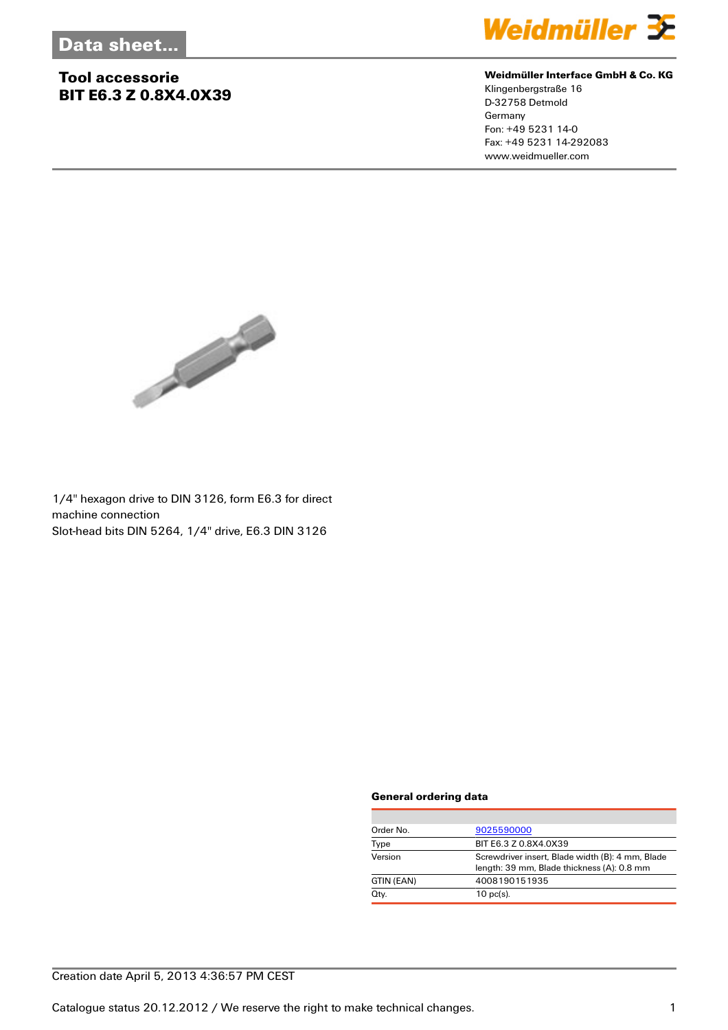# Data sheet...

## Tool accessorie
## BIT E6.3 Z 0.8X4.0X39

**Weidmüller Interface GmbH & Co. KG**
Klingenbergstraße 16
D-32758 Detmold
Germany
Fon: +49 5231 14-0
Fax: +49 5231 14-292083
www.weidmueller.com

1/4" hexagon drive to DIN 3126, form E6.3 for direct machine connection
Slot-head bits DIN 5264, 1/4" drive, E6.3 DIN 3126

### General ordering data

| | |
|---|---|
| Order No. | 9025590000 |
| Type | BIT E6.3 Z 0.8X4.0X39 |
| Version | Screwdriver insert, Blade width (B): 4 mm, Blade length: 39 mm, Blade thickness (A): 0.8 mm |
| GTIN (EAN) | 4008190151935 |
| Qty. | 10 pc(s). |

Creation date April 5, 2013 4:36:57 PM CEST

Catalogue status 20.12.2012 / We reserve the right to make technical changes.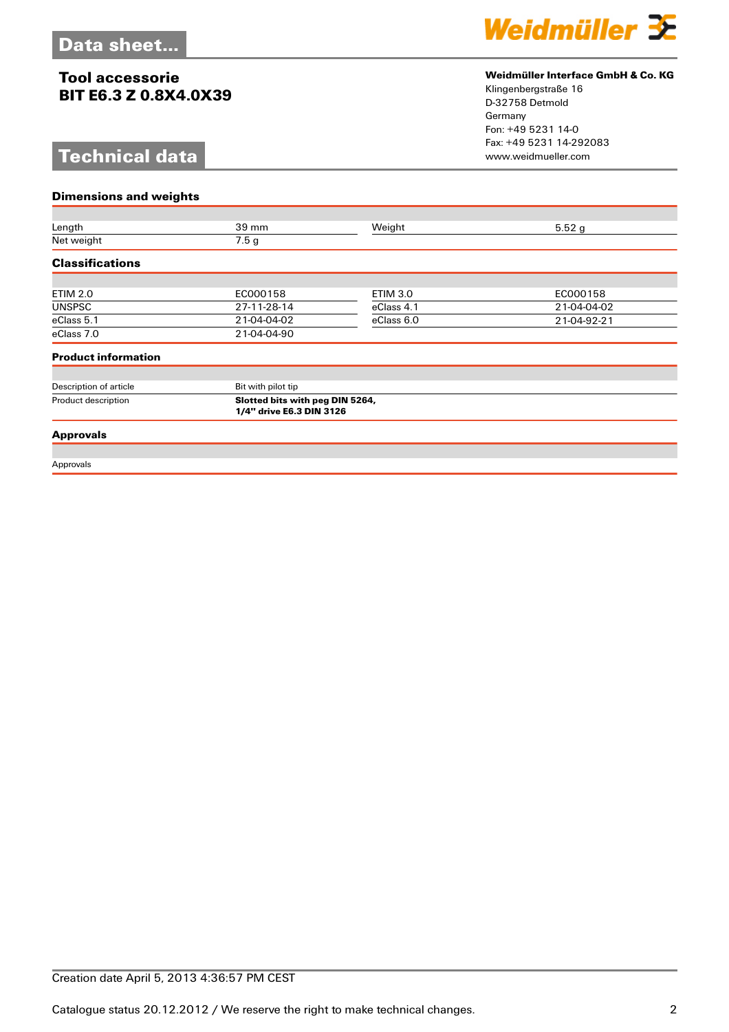# Data sheet...

## Tool accessorie
## BIT E6.3 Z 0.8X4.0X39

**Weidmüller Interface GmbH & Co. KG**
Klingenbergstraße 16
D-32758 Detmold
Germany
Fon: +49 5231 14-0
Fax: +49 5231 14-292083
www.weidmueller.com

# Technical data

### Dimensions and weights

| | | | |
|---|---|---|---|
| Length | 39 mm | Weight | 5.52 g |
| Net weight | 7.5 g | | |

### Classifications

| | | | |
|---|---|---|---|
| ETIM 2.0 | EC000158 | ETIM 3.0 | EC000158 |
| UNSPSC | 27-11-28-14 | eClass 4.1 | 21-04-04-02 |
| eClass 5.1 | 21-04-04-02 | eClass 6.0 | 21-04-92-21 |
| eClass 7.0 | 21-04-04-90 | | |

### Product information

| | |
|---|---|
| Description of article | Bit with pilot tip |
| Product description | **Slotted bits with peg DIN 5264, 1/4" drive E6.3 DIN 3126** |

### Approvals

| | |
|---|---|
| Approvals | |

Creation date April 5, 2013 4:36:57 PM CEST

Catalogue status 20.12.2012 / We reserve the right to make technical changes.